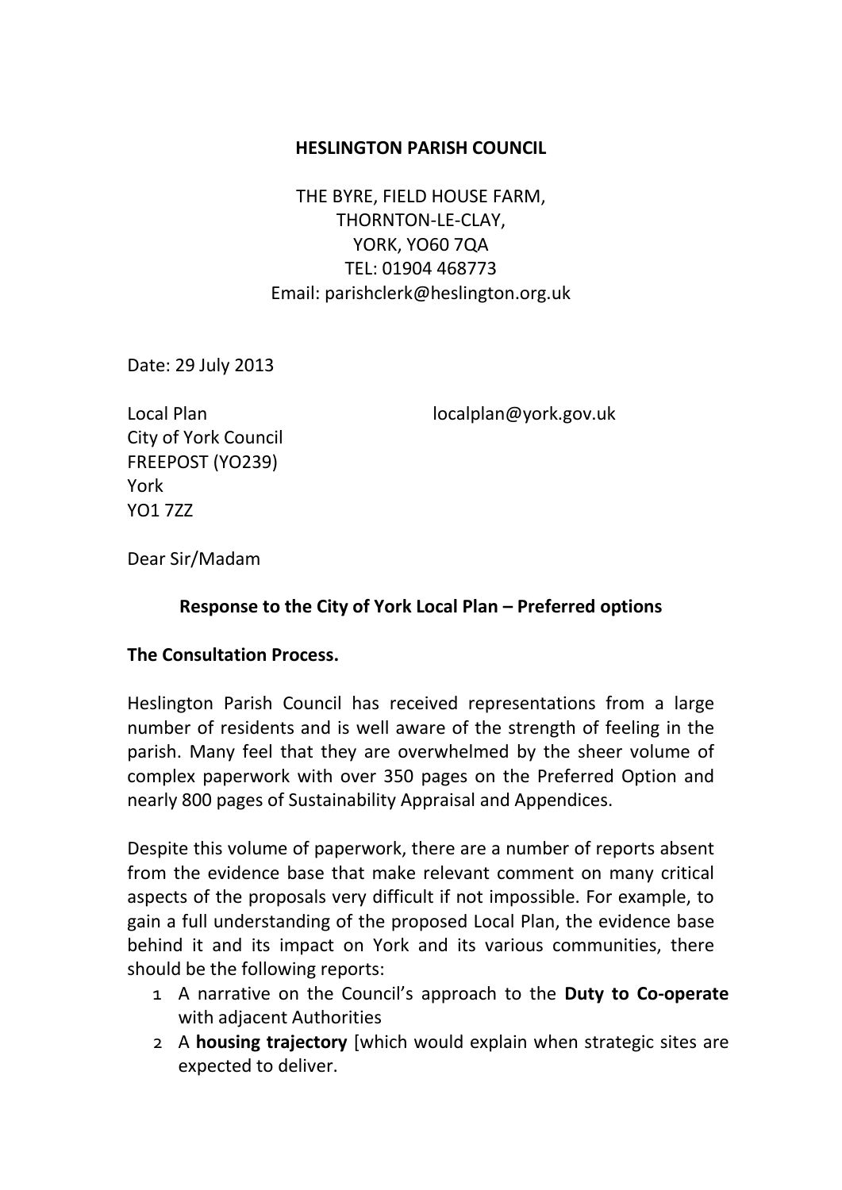**HESLINGTON PARISH COUNCIL**

THE BYRE, FIELD HOUSE FARM,
THORNTON-LE-CLAY,
YORK, YO60 7QA
TEL: 01904 468773
Email: parishclerk@heslington.org.uk

Date: 29 July 2013

Local Plan
City of York Council
FREEPOST (YO239)
York
YO1 7ZZ

localplan@york.gov.uk

Dear Sir/Madam

**Response to the City of York Local Plan – Preferred options**

**The Consultation Process.**

Heslington Parish Council has received representations from a large number of residents and is well aware of the strength of feeling in the parish. Many feel that they are overwhelmed by the sheer volume of complex paperwork with over 350 pages on the Preferred Option and nearly 800 pages of Sustainability Appraisal and Appendices.

Despite this volume of paperwork, there are a number of reports absent from the evidence base that make relevant comment on many critical aspects of the proposals very difficult if not impossible. For example, to gain a full understanding of the proposed Local Plan, the evidence base behind it and its impact on York and its various communities, there should be the following reports:

1. A narrative on the Council's approach to the **Duty to Co-operate** with adjacent Authorities
2. A **housing trajectory** [which would explain when strategic sites are expected to deliver.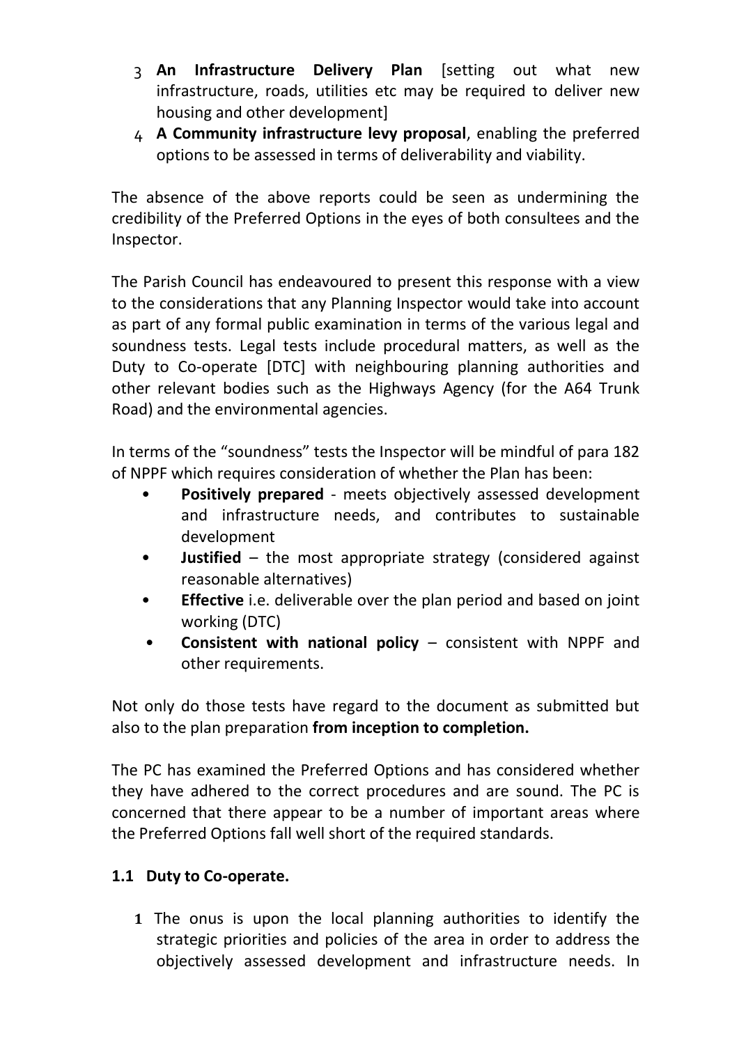3. **An Infrastructure Delivery Plan** [setting out what new infrastructure, roads, utilities etc may be required to deliver new housing and other development]
4. **A Community infrastructure levy proposal**, enabling the preferred options to be assessed in terms of deliverability and viability.

The absence of the above reports could be seen as undermining the credibility of the Preferred Options in the eyes of both consultees and the Inspector.

The Parish Council has endeavoured to present this response with a view to the considerations that any Planning Inspector would take into account as part of any formal public examination in terms of the various legal and soundness tests. Legal tests include procedural matters, as well as the Duty to Co-operate [DTC] with neighbouring planning authorities and other relevant bodies such as the Highways Agency (for the A64 Trunk Road) and the environmental agencies.

In terms of the "soundness" tests the Inspector will be mindful of para 182 of NPPF which requires consideration of whether the Plan has been:

- **Positively prepared** - meets objectively assessed development and infrastructure needs, and contributes to sustainable development
- **Justified** – the most appropriate strategy (considered against reasonable alternatives)
- **Effective** i.e. deliverable over the plan period and based on joint working (DTC)
- **Consistent with national policy** – consistent with NPPF and other requirements.

Not only do those tests have regard to the document as submitted but also to the plan preparation **from inception to completion.**

The PC has examined the Preferred Options and has considered whether they have adhered to the correct procedures and are sound. The PC is concerned that there appear to be a number of important areas where the Preferred Options fall well short of the required standards.

### 1.1 Duty to Co-operate.

1. The onus is upon the local planning authorities to identify the strategic priorities and policies of the area in order to address the objectively assessed development and infrastructure needs. In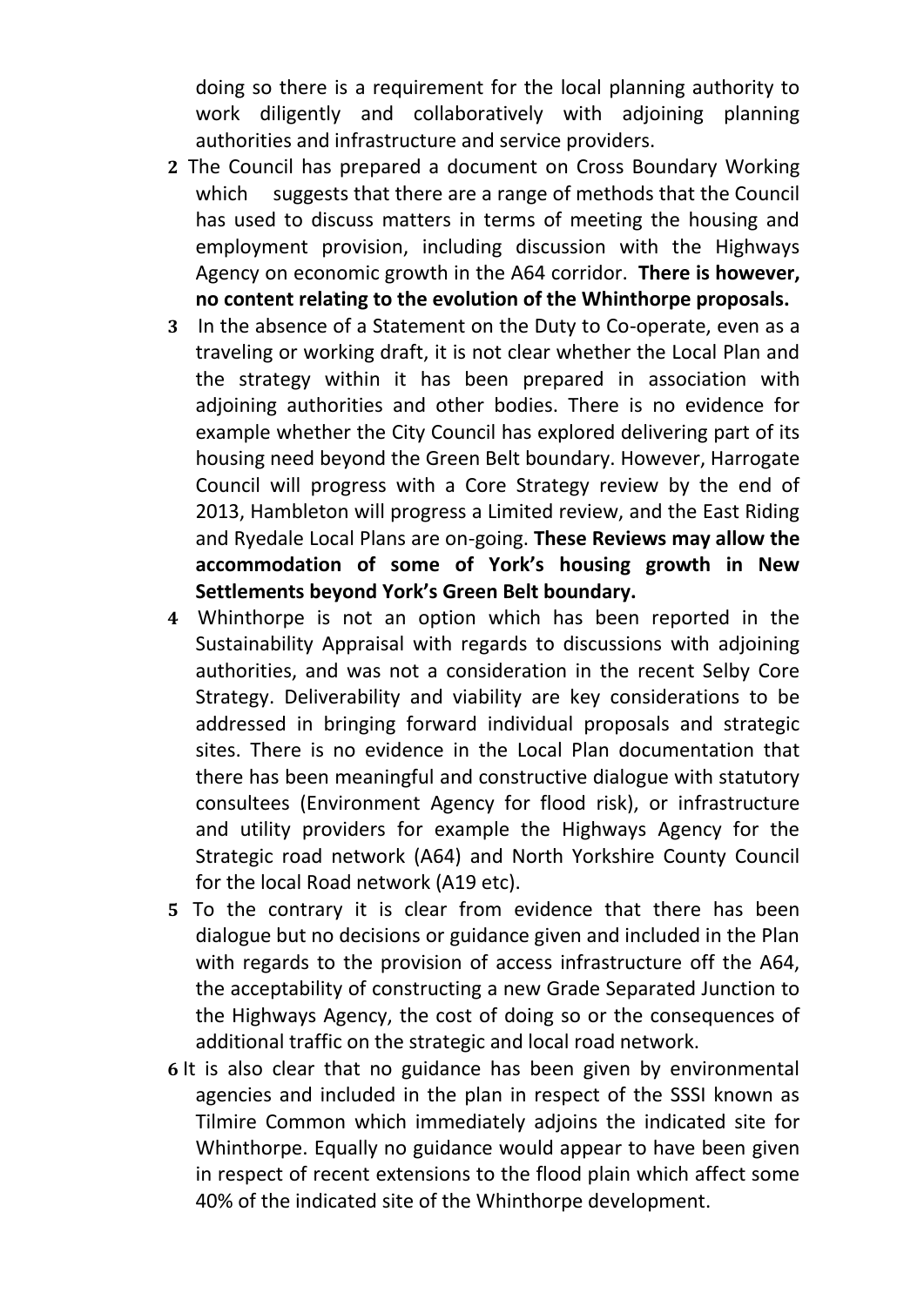doing so there is a requirement for the local planning authority to work diligently and collaboratively with adjoining planning authorities and infrastructure and service providers.

**2** The Council has prepared a document on Cross Boundary Working which suggests that there are a range of methods that the Council has used to discuss matters in terms of meeting the housing and employment provision, including discussion with the Highways Agency on economic growth in the A64 corridor. **There is however, no content relating to the evolution of the Whinthorpe proposals.**

**3** In the absence of a Statement on the Duty to Co-operate, even as a traveling or working draft, it is not clear whether the Local Plan and the strategy within it has been prepared in association with adjoining authorities and other bodies. There is no evidence for example whether the City Council has explored delivering part of its housing need beyond the Green Belt boundary. However, Harrogate Council will progress with a Core Strategy review by the end of 2013, Hambleton will progress a Limited review, and the East Riding and Ryedale Local Plans are on-going. **These Reviews may allow the accommodation of some of York's housing growth in New Settlements beyond York's Green Belt boundary.**

**4** Whinthorpe is not an option which has been reported in the Sustainability Appraisal with regards to discussions with adjoining authorities, and was not a consideration in the recent Selby Core Strategy. Deliverability and viability are key considerations to be addressed in bringing forward individual proposals and strategic sites. There is no evidence in the Local Plan documentation that there has been meaningful and constructive dialogue with statutory consultees (Environment Agency for flood risk), or infrastructure and utility providers for example the Highways Agency for the Strategic road network (A64) and North Yorkshire County Council for the local Road network (A19 etc).

**5** To the contrary it is clear from evidence that there has been dialogue but no decisions or guidance given and included in the Plan with regards to the provision of access infrastructure off the A64, the acceptability of constructing a new Grade Separated Junction to the Highways Agency, the cost of doing so or the consequences of additional traffic on the strategic and local road network.

**6** It is also clear that no guidance has been given by environmental agencies and included in the plan in respect of the SSSI known as Tilmire Common which immediately adjoins the indicated site for Whinthorpe. Equally no guidance would appear to have been given in respect of recent extensions to the flood plain which affect some 40% of the indicated site of the Whinthorpe development.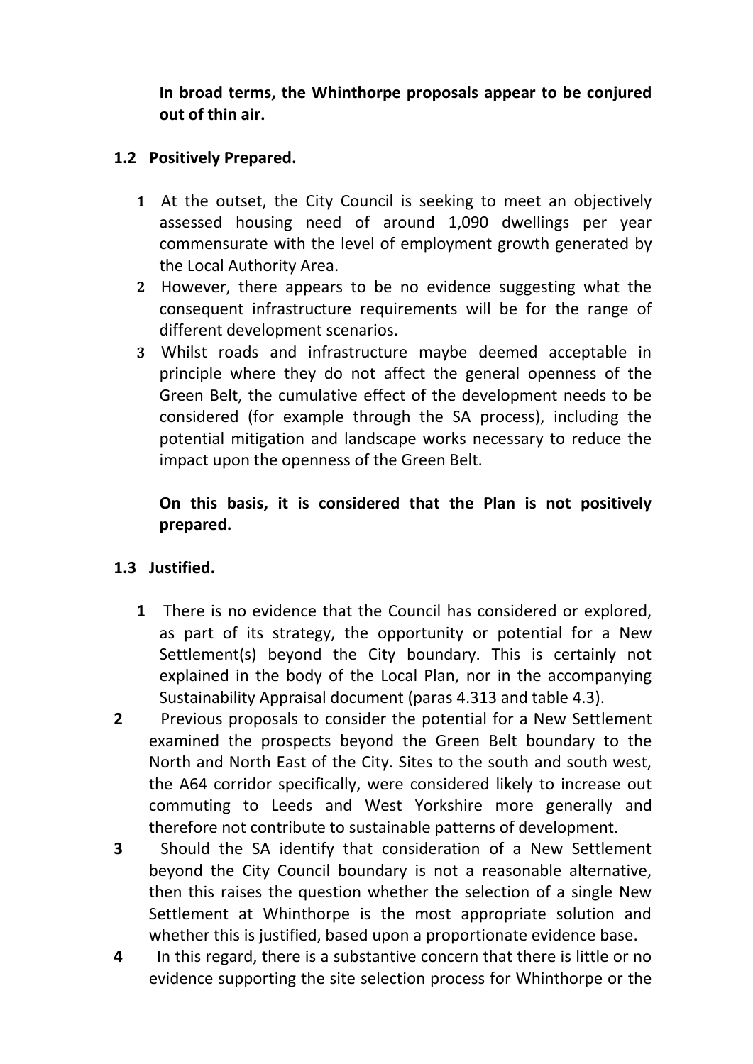**In broad terms, the Whinthorpe proposals appear to be conjured out of thin air.**

## 1.2 Positively Prepared.

1. At the outset, the City Council is seeking to meet an objectively assessed housing need of around 1,090 dwellings per year commensurate with the level of employment growth generated by the Local Authority Area.
2. However, there appears to be no evidence suggesting what the consequent infrastructure requirements will be for the range of different development scenarios.
3. Whilst roads and infrastructure maybe deemed acceptable in principle where they do not affect the general openness of the Green Belt, the cumulative effect of the development needs to be considered (for example through the SA process), including the potential mitigation and landscape works necessary to reduce the impact upon the openness of the Green Belt.

**On this basis, it is considered that the Plan is not positively prepared.**

## 1.3 Justified.

1. There is no evidence that the Council has considered or explored, as part of its strategy, the opportunity or potential for a New Settlement(s) beyond the City boundary. This is certainly not explained in the body of the Local Plan, nor in the accompanying Sustainability Appraisal document (paras 4.313 and table 4.3).
2. Previous proposals to consider the potential for a New Settlement examined the prospects beyond the Green Belt boundary to the North and North East of the City. Sites to the south and south west, the A64 corridor specifically, were considered likely to increase out commuting to Leeds and West Yorkshire more generally and therefore not contribute to sustainable patterns of development.
3. Should the SA identify that consideration of a New Settlement beyond the City Council boundary is not a reasonable alternative, then this raises the question whether the selection of a single New Settlement at Whinthorpe is the most appropriate solution and whether this is justified, based upon a proportionate evidence base.
4. In this regard, there is a substantive concern that there is little or no evidence supporting the site selection process for Whinthorpe or the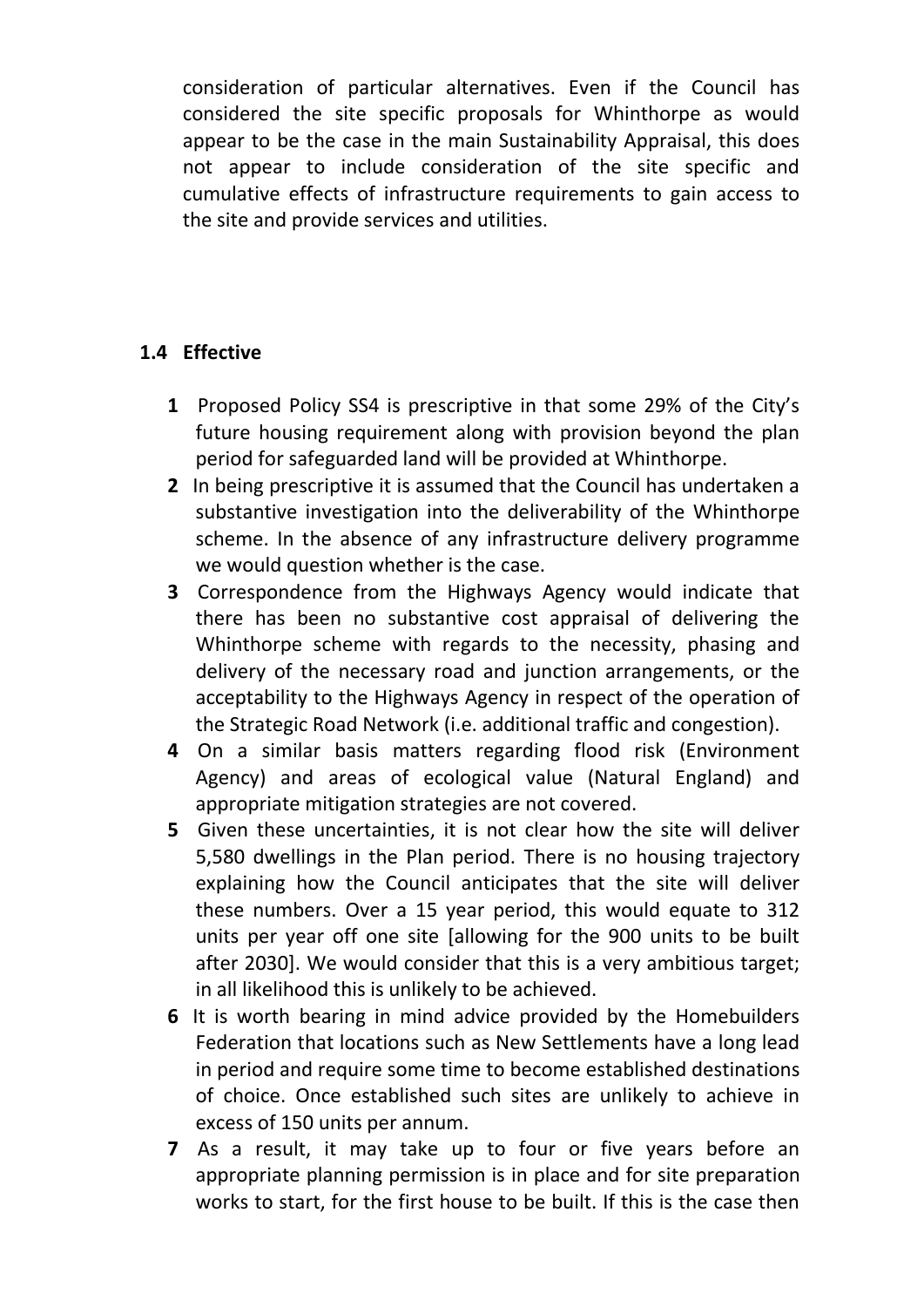consideration of particular alternatives. Even if the Council has considered the site specific proposals for Whinthorpe as would appear to be the case in the main Sustainability Appraisal, this does not appear to include consideration of the site specific and cumulative effects of infrastructure requirements to gain access to the site and provide services and utilities.

### 1.4 Effective

1. Proposed Policy SS4 is prescriptive in that some 29% of the City's future housing requirement along with provision beyond the plan period for safeguarded land will be provided at Whinthorpe.
2. In being prescriptive it is assumed that the Council has undertaken a substantive investigation into the deliverability of the Whinthorpe scheme. In the absence of any infrastructure delivery programme we would question whether is the case.
3. Correspondence from the Highways Agency would indicate that there has been no substantive cost appraisal of delivering the Whinthorpe scheme with regards to the necessity, phasing and delivery of the necessary road and junction arrangements, or the acceptability to the Highways Agency in respect of the operation of the Strategic Road Network (i.e. additional traffic and congestion).
4. On a similar basis matters regarding flood risk (Environment Agency) and areas of ecological value (Natural England) and appropriate mitigation strategies are not covered.
5. Given these uncertainties, it is not clear how the site will deliver 5,580 dwellings in the Plan period. There is no housing trajectory explaining how the Council anticipates that the site will deliver these numbers. Over a 15 year period, this would equate to 312 units per year off one site [allowing for the 900 units to be built after 2030]. We would consider that this is a very ambitious target; in all likelihood this is unlikely to be achieved.
6. It is worth bearing in mind advice provided by the Homebuilders Federation that locations such as New Settlements have a long lead in period and require some time to become established destinations of choice. Once established such sites are unlikely to achieve in excess of 150 units per annum.
7. As a result, it may take up to four or five years before an appropriate planning permission is in place and for site preparation works to start, for the first house to be built. If this is the case then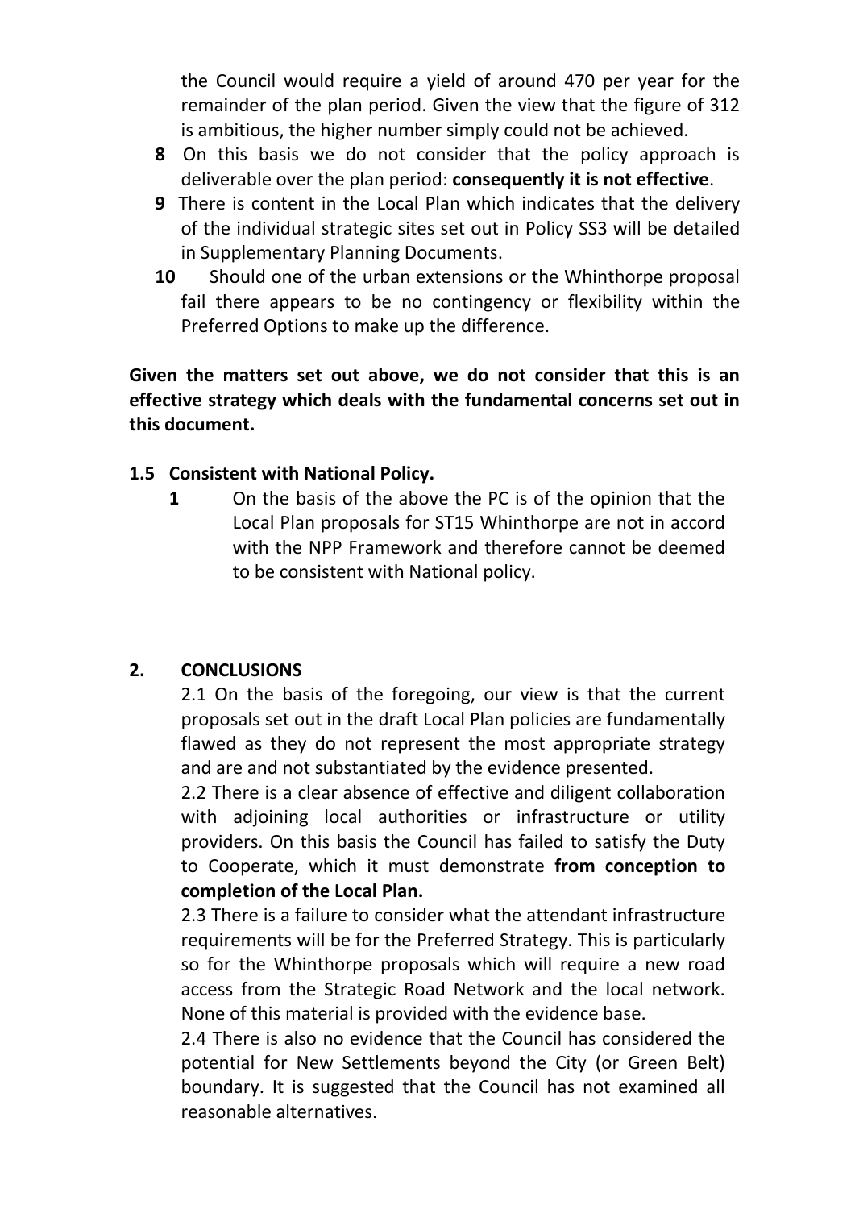the Council would require a yield of around 470 per year for the remainder of the plan period. Given the view that the figure of 312 is ambitious, the higher number simply could not be achieved.

**8** On this basis we do not consider that the policy approach is deliverable over the plan period: **consequently it is not effective**.

**9** There is content in the Local Plan which indicates that the delivery of the individual strategic sites set out in Policy SS3 will be detailed in Supplementary Planning Documents.

**10** Should one of the urban extensions or the Whinthorpe proposal fail there appears to be no contingency or flexibility within the Preferred Options to make up the difference.

**Given the matters set out above, we do not consider that this is an effective strategy which deals with the fundamental concerns set out in this document.**

### 1.5 Consistent with National Policy.

**1** On the basis of the above the PC is of the opinion that the Local Plan proposals for ST15 Whinthorpe are not in accord with the NPP Framework and therefore cannot be deemed to be consistent with National policy.

## 2. CONCLUSIONS

2.1 On the basis of the foregoing, our view is that the current proposals set out in the draft Local Plan policies are fundamentally flawed as they do not represent the most appropriate strategy and are and not substantiated by the evidence presented.

2.2 There is a clear absence of effective and diligent collaboration with adjoining local authorities or infrastructure or utility providers. On this basis the Council has failed to satisfy the Duty to Cooperate, which it must demonstrate **from conception to completion of the Local Plan.**

2.3 There is a failure to consider what the attendant infrastructure requirements will be for the Preferred Strategy. This is particularly so for the Whinthorpe proposals which will require a new road access from the Strategic Road Network and the local network. None of this material is provided with the evidence base.

2.4 There is also no evidence that the Council has considered the potential for New Settlements beyond the City (or Green Belt) boundary. It is suggested that the Council has not examined all reasonable alternatives.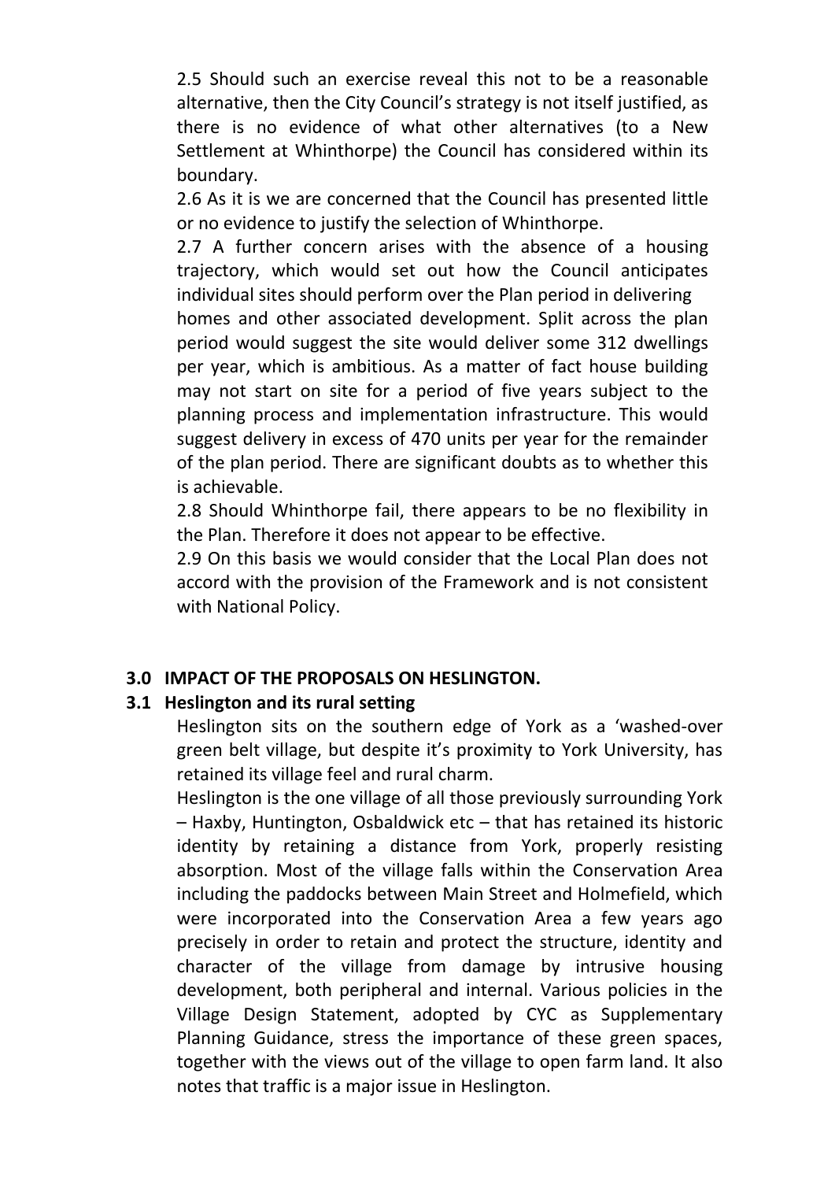2.5 Should such an exercise reveal this not to be a reasonable alternative, then the City Council's strategy is not itself justified, as there is no evidence of what other alternatives (to a New Settlement at Whinthorpe) the Council has considered within its boundary.

2.6 As it is we are concerned that the Council has presented little or no evidence to justify the selection of Whinthorpe.

2.7 A further concern arises with the absence of a housing trajectory, which would set out how the Council anticipates individual sites should perform over the Plan period in delivering homes and other associated development. Split across the plan period would suggest the site would deliver some 312 dwellings per year, which is ambitious. As a matter of fact house building may not start on site for a period of five years subject to the planning process and implementation infrastructure. This would suggest delivery in excess of 470 units per year for the remainder of the plan period. There are significant doubts as to whether this is achievable.

2.8 Should Whinthorpe fail, there appears to be no flexibility in the Plan. Therefore it does not appear to be effective.

2.9 On this basis we would consider that the Local Plan does not accord with the provision of the Framework and is not consistent with National Policy.

## 3.0 IMPACT OF THE PROPOSALS ON HESLINGTON.

### 3.1 Heslington and its rural setting

Heslington sits on the southern edge of York as a 'washed-over green belt village, but despite it's proximity to York University, has retained its village feel and rural charm.

Heslington is the one village of all those previously surrounding York – Haxby, Huntington, Osbaldwick etc – that has retained its historic identity by retaining a distance from York, properly resisting absorption. Most of the village falls within the Conservation Area including the paddocks between Main Street and Holmefield, which were incorporated into the Conservation Area a few years ago precisely in order to retain and protect the structure, identity and character of the village from damage by intrusive housing development, both peripheral and internal. Various policies in the Village Design Statement, adopted by CYC as Supplementary Planning Guidance, stress the importance of these green spaces, together with the views out of the village to open farm land. It also notes that traffic is a major issue in Heslington.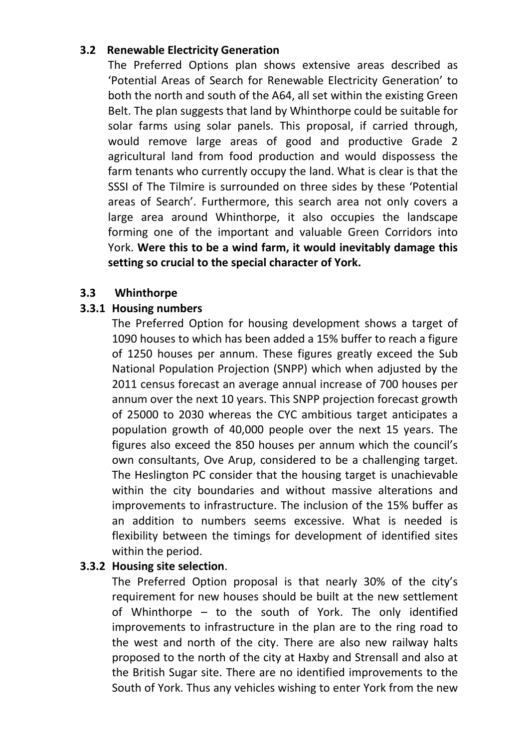### 3.2 Renewable Electricity Generation

The Preferred Options plan shows extensive areas described as 'Potential Areas of Search for Renewable Electricity Generation' to both the north and south of the A64, all set within the existing Green Belt. The plan suggests that land by Whinthorpe could be suitable for solar farms using solar panels. This proposal, if carried through, would remove large areas of good and productive Grade 2 agricultural land from food production and would dispossess the farm tenants who currently occupy the land. What is clear is that the SSSI of The Tilmire is surrounded on three sides by these 'Potential areas of Search'. Furthermore, this search area not only covers a large area around Whinthorpe, it also occupies the landscape forming one of the important and valuable Green Corridors into York. **Were this to be a wind farm, it would inevitably damage this setting so crucial to the special character of York.**

### 3.3 Whinthorpe

#### 3.3.1 Housing numbers

The Preferred Option for housing development shows a target of 1090 houses to which has been added a 15% buffer to reach a figure of 1250 houses per annum. These figures greatly exceed the Sub National Population Projection (SNPP) which when adjusted by the 2011 census forecast an average annual increase of 700 houses per annum over the next 10 years. This SNPP projection forecast growth of 25000 to 2030 whereas the CYC ambitious target anticipates a population growth of 40,000 people over the next 15 years. The figures also exceed the 850 houses per annum which the council's own consultants, Ove Arup, considered to be a challenging target. The Heslington PC consider that the housing target is unachievable within the city boundaries and without massive alterations and improvements to infrastructure. The inclusion of the 15% buffer as an addition to numbers seems excessive. What is needed is flexibility between the timings for development of identified sites within the period.

#### 3.3.2 Housing site selection.

The Preferred Option proposal is that nearly 30% of the city's requirement for new houses should be built at the new settlement of Whinthorpe – to the south of York. The only identified improvements to infrastructure in the plan are to the ring road to the west and north of the city. There are also new railway halts proposed to the north of the city at Haxby and Strensall and also at the British Sugar site. There are no identified improvements to the South of York. Thus any vehicles wishing to enter York from the new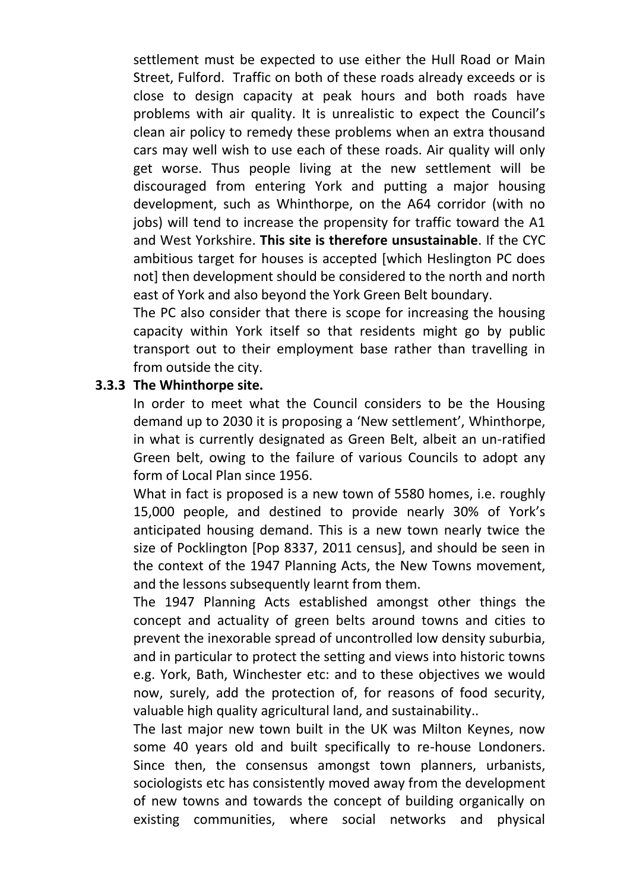settlement must be expected to use either the Hull Road or Main Street, Fulford. Traffic on both of these roads already exceeds or is close to design capacity at peak hours and both roads have problems with air quality. It is unrealistic to expect the Council's clean air policy to remedy these problems when an extra thousand cars may well wish to use each of these roads. Air quality will only get worse. Thus people living at the new settlement will be discouraged from entering York and putting a major housing development, such as Whinthorpe, on the A64 corridor (with no jobs) will tend to increase the propensity for traffic toward the A1 and West Yorkshire. **This site is therefore unsustainable**. If the CYC ambitious target for houses is accepted [which Heslington PC does not] then development should be considered to the north and north east of York and also beyond the York Green Belt boundary.

The PC also consider that there is scope for increasing the housing capacity within York itself so that residents might go by public transport out to their employment base rather than travelling in from outside the city.

### 3.3.3 The Whinthorpe site.

In order to meet what the Council considers to be the Housing demand up to 2030 it is proposing a 'New settlement', Whinthorpe, in what is currently designated as Green Belt, albeit an un-ratified Green belt, owing to the failure of various Councils to adopt any form of Local Plan since 1956.

What in fact is proposed is a new town of 5580 homes, i.e. roughly 15,000 people, and destined to provide nearly 30% of York's anticipated housing demand. This is a new town nearly twice the size of Pocklington [Pop 8337, 2011 census], and should be seen in the context of the 1947 Planning Acts, the New Towns movement, and the lessons subsequently learnt from them.

The 1947 Planning Acts established amongst other things the concept and actuality of green belts around towns and cities to prevent the inexorable spread of uncontrolled low density suburbia, and in particular to protect the setting and views into historic towns e.g. York, Bath, Winchester etc: and to these objectives we would now, surely, add the protection of, for reasons of food security, valuable high quality agricultural land, and sustainability..

The last major new town built in the UK was Milton Keynes, now some 40 years old and built specifically to re-house Londoners. Since then, the consensus amongst town planners, urbanists, sociologists etc has consistently moved away from the development of new towns and towards the concept of building organically on existing communities, where social networks and physical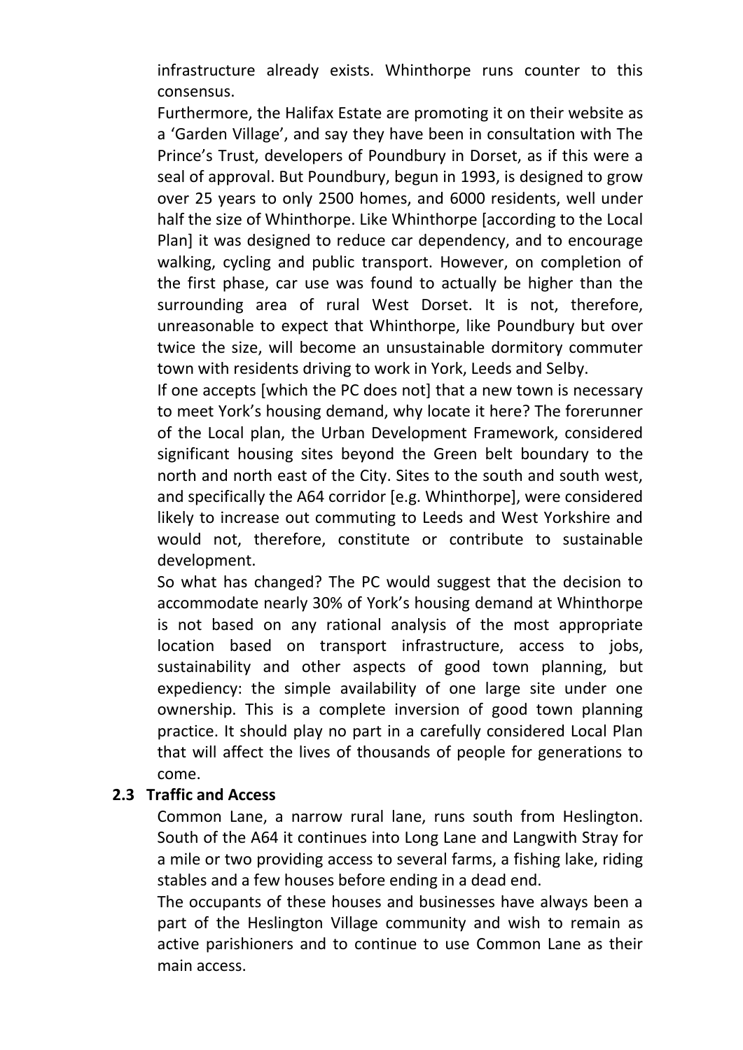infrastructure already exists. Whinthorpe runs counter to this consensus.

Furthermore, the Halifax Estate are promoting it on their website as a 'Garden Village', and say they have been in consultation with The Prince's Trust, developers of Poundbury in Dorset, as if this were a seal of approval. But Poundbury, begun in 1993, is designed to grow over 25 years to only 2500 homes, and 6000 residents, well under half the size of Whinthorpe. Like Whinthorpe [according to the Local Plan] it was designed to reduce car dependency, and to encourage walking, cycling and public transport. However, on completion of the first phase, car use was found to actually be higher than the surrounding area of rural West Dorset. It is not, therefore, unreasonable to expect that Whinthorpe, like Poundbury but over twice the size, will become an unsustainable dormitory commuter town with residents driving to work in York, Leeds and Selby.

If one accepts [which the PC does not] that a new town is necessary to meet York's housing demand, why locate it here? The forerunner of the Local plan, the Urban Development Framework, considered significant housing sites beyond the Green belt boundary to the north and north east of the City. Sites to the south and south west, and specifically the A64 corridor [e.g. Whinthorpe], were considered likely to increase out commuting to Leeds and West Yorkshire and would not, therefore, constitute or contribute to sustainable development.

So what has changed? The PC would suggest that the decision to accommodate nearly 30% of York's housing demand at Whinthorpe is not based on any rational analysis of the most appropriate location based on transport infrastructure, access to jobs, sustainability and other aspects of good town planning, but expediency: the simple availability of one large site under one ownership. This is a complete inversion of good town planning practice. It should play no part in a carefully considered Local Plan that will affect the lives of thousands of people for generations to come.

### 2.3 Traffic and Access

Common Lane, a narrow rural lane, runs south from Heslington. South of the A64 it continues into Long Lane and Langwith Stray for a mile or two providing access to several farms, a fishing lake, riding stables and a few houses before ending in a dead end.

The occupants of these houses and businesses have always been a part of the Heslington Village community and wish to remain as active parishioners and to continue to use Common Lane as their main access.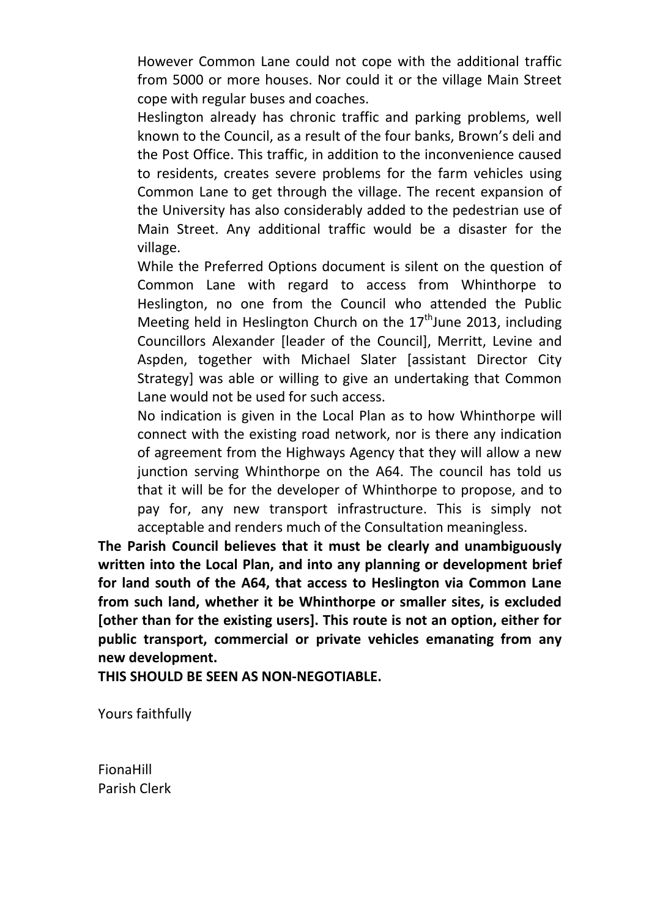However Common Lane could not cope with the additional traffic from 5000 or more houses. Nor could it or the village Main Street cope with regular buses and coaches.

Heslington already has chronic traffic and parking problems, well known to the Council, as a result of the four banks, Brown's deli and the Post Office. This traffic, in addition to the inconvenience caused to residents, creates severe problems for the farm vehicles using Common Lane to get through the village. The recent expansion of the University has also considerably added to the pedestrian use of Main Street. Any additional traffic would be a disaster for the village.

While the Preferred Options document is silent on the question of Common Lane with regard to access from Whinthorpe to Heslington, no one from the Council who attended the Public Meeting held in Heslington Church on the 17th June 2013, including Councillors Alexander [leader of the Council], Merritt, Levine and Aspden, together with Michael Slater [assistant Director City Strategy] was able or willing to give an undertaking that Common Lane would not be used for such access.

No indication is given in the Local Plan as to how Whinthorpe will connect with the existing road network, nor is there any indication of agreement from the Highways Agency that they will allow a new junction serving Whinthorpe on the A64. The council has told us that it will be for the developer of Whinthorpe to propose, and to pay for, any new transport infrastructure. This is simply not acceptable and renders much of the Consultation meaningless.

**The Parish Council believes that it must be clearly and unambiguously written into the Local Plan, and into any planning or development brief for land south of the A64, that access to Heslington via Common Lane from such land, whether it be Whinthorpe or smaller sites, is excluded [other than for the existing users]. This route is not an option, either for public transport, commercial or private vehicles emanating from any new development.**

**THIS SHOULD BE SEEN AS NON-NEGOTIABLE.**

Yours faithfully

FionaHill
Parish Clerk